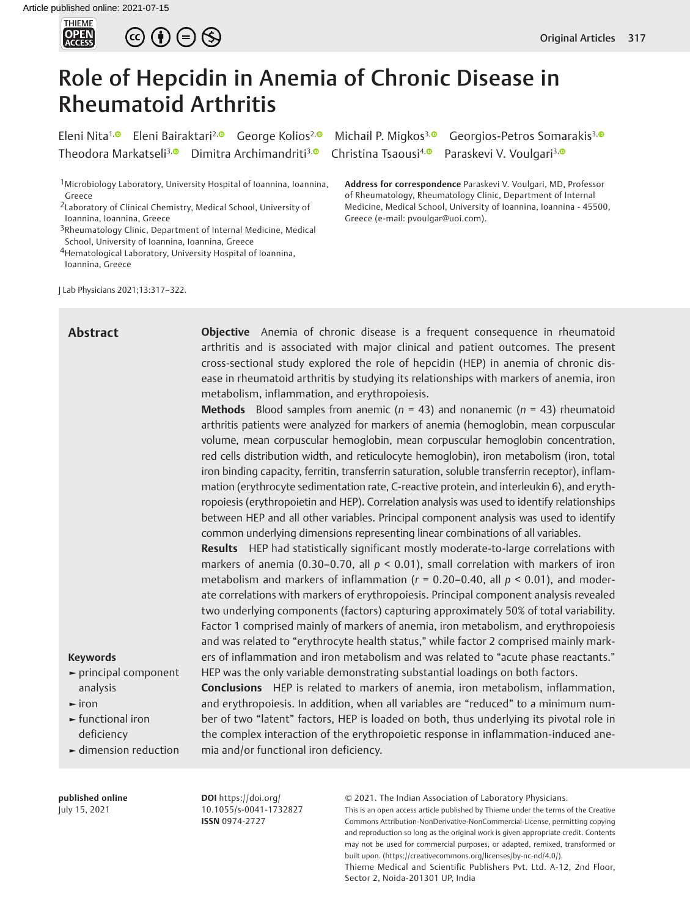# Role of Hepcidin in Anemia of Chronic Disease in Rheumatoid Arthritis

Eleni Nita[1] Eleni Bairaktari[2] George Kolios[2] Michail P. Migkos[3] Georgios-Petros Somarakis[3] Theodora Markatseli[3] Dimitra Archimandriti[3] Christina Tsaousi[4] Paraskevi V. Voulgari[3]

[1]Microbiology Laboratory, University Hospital of Ioannina, Ioannina, Greece
[2]Laboratory of Clinical Chemistry, Medical School, University of Ioannina, Ioannina, Greece
[3]Rheumatology Clinic, Department of Internal Medicine, Medical School, University of Ioannina, Ioannina, Greece
[4]Hematological Laboratory, University Hospital of Ioannina, Ioannina, Greece

**Address for correspondence** Paraskevi V. Voulgari, MD, Professor of Rheumatology, Rheumatology Clinic, Department of Internal Medicine, Medical School, University of Ioannina, Ioannina - 45500, Greece (e-mail: pvoulgar@uoi.com).

J Lab Physicians 2021;13:317–322.

## Abstract

**Objective** Anemia of chronic disease is a frequent consequence in rheumatoid arthritis and is associated with major clinical and patient outcomes. The present cross-sectional study explored the role of hepcidin (HEP) in anemia of chronic disease in rheumatoid arthritis by studying its relationships with markers of anemia, iron metabolism, inflammation, and erythropoiesis.

**Methods** Blood samples from anemic ($n$ = 43) and nonanemic ($n$ = 43) rheumatoid arthritis patients were analyzed for markers of anemia (hemoglobin, mean corpuscular volume, mean corpuscular hemoglobin, mean corpuscular hemoglobin concentration, red cells distribution width, and reticulocyte hemoglobin), iron metabolism (iron, total iron binding capacity, ferritin, transferrin saturation, soluble transferrin receptor), inflammation (erythrocyte sedimentation rate, C-reactive protein, and interleukin 6), and erythropoiesis (erythropoietin and HEP). Correlation analysis was used to identify relationships between HEP and all other variables. Principal component analysis was used to identify common underlying dimensions representing linear combinations of all variables.

**Results** HEP had statistically significant mostly moderate-to-large correlations with markers of anemia (0.30–0.70, all $p < 0.01$), small correlation with markers of iron metabolism and markers of inflammation ($r$ = 0.20–0.40, all $p < 0.01$), and moderate correlations with markers of erythropoiesis. Principal component analysis revealed two underlying components (factors) capturing approximately 50% of total variability. Factor 1 comprised mainly of markers of anemia, iron metabolism, and erythropoiesis and was related to "erythrocyte health status," while factor 2 comprised mainly markers of inflammation and iron metabolism and was related to "acute phase reactants." HEP was the only variable demonstrating substantial loadings on both factors.

**Conclusions** HEP is related to markers of anemia, iron metabolism, inflammation, and erythropoiesis. In addition, when all variables are "reduced" to a minimum number of two "latent" factors, HEP is loaded on both, thus underlying its pivotal role in the complex interaction of the erythropoietic response in inflammation-induced anemia and/or functional iron deficiency.

**Keywords**

- principal component analysis
- iron
- functional iron deficiency
- dimension reduction

**published online**
July 15, 2021

**DOI** https://doi.org/10.1055/s-0041-1732827
**ISSN** 0974-2727

© 2021. The Indian Association of Laboratory Physicians.
This is an open access article published by Thieme under the terms of the Creative Commons Attribution-NonDerivative-NonCommercial-License, permitting copying and reproduction so long as the original work is given appropriate credit. Contents may not be used for commercial purposes, or adapted, remixed, transformed or built upon. (https://creativecommons.org/licenses/by-nc-nd/4.0/).
Thieme Medical and Scientific Publishers Pvt. Ltd. A-12, 2nd Floor, Sector 2, Noida-201301 UP, India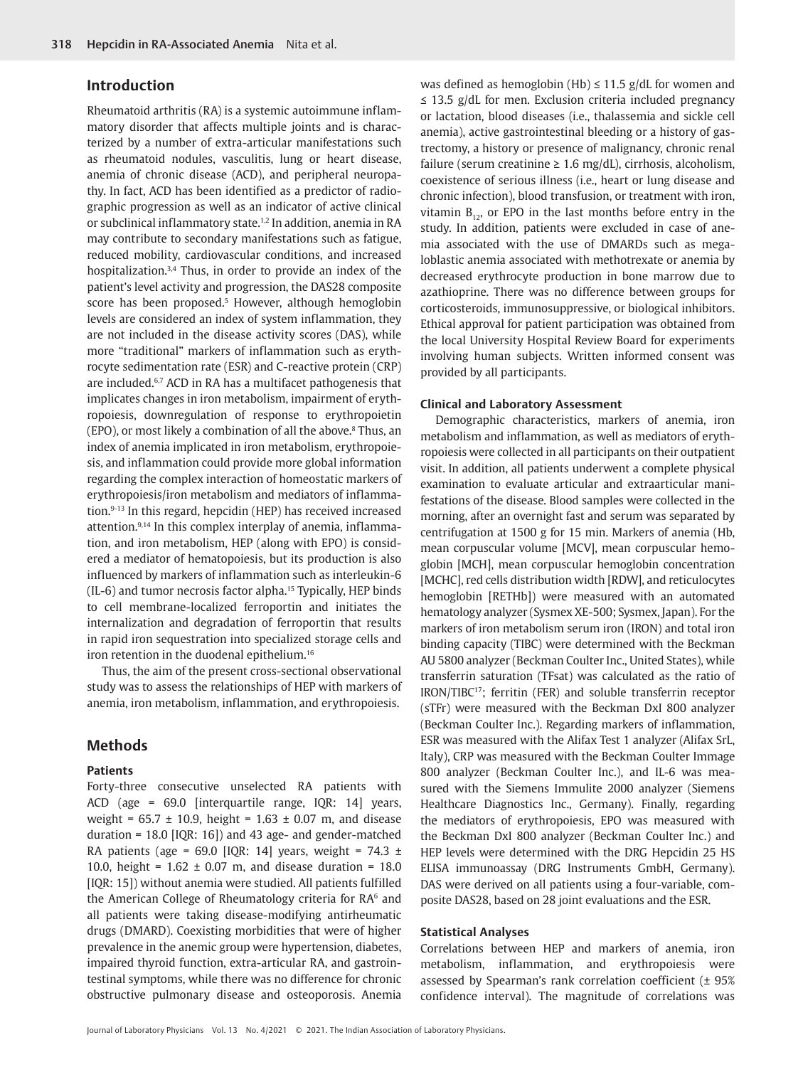## Introduction

Rheumatoid arthritis (RA) is a systemic autoimmune inflammatory disorder that affects multiple joints and is characterized by a number of extra-articular manifestations such as rheumatoid nodules, vasculitis, lung or heart disease, anemia of chronic disease (ACD), and peripheral neuropathy. In fact, ACD has been identified as a predictor of radiographic progression as well as an indicator of active clinical or subclinical inflammatory state.[1,2] In addition, anemia in RA may contribute to secondary manifestations such as fatigue, reduced mobility, cardiovascular conditions, and increased hospitalization.[3,4] Thus, in order to provide an index of the patient's level activity and progression, the DAS28 composite score has been proposed.[5] However, although hemoglobin levels are considered an index of system inflammation, they are not included in the disease activity scores (DAS), while more "traditional" markers of inflammation such as erythrocyte sedimentation rate (ESR) and C-reactive protein (CRP) are included.[6,7] ACD in RA has a multifacet pathogenesis that implicates changes in iron metabolism, impairment of erythropoiesis, downregulation of response to erythropoietin (EPO), or most likely a combination of all the above.[8] Thus, an index of anemia implicated in iron metabolism, erythropoiesis, and inflammation could provide more global information regarding the complex interaction of homeostatic markers of erythropoiesis/iron metabolism and mediators of inflammation.[9-13] In this regard, hepcidin (HEP) has received increased attention.[9,14] In this complex interplay of anemia, inflammation, and iron metabolism, HEP (along with EPO) is considered a mediator of hematopoiesis, but its production is also influenced by markers of inflammation such as interleukin-6 (IL-6) and tumor necrosis factor alpha.[15] Typically, HEP binds to cell membrane-localized ferroportin and initiates the internalization and degradation of ferroportin that results in rapid iron sequestration into specialized storage cells and iron retention in the duodenal epithelium.[16]

Thus, the aim of the present cross-sectional observational study was to assess the relationships of HEP with markers of anemia, iron metabolism, inflammation, and erythropoiesis.

## Methods

### Patients

Forty-three consecutive unselected RA patients with ACD (age = 69.0 [interquartile range, IQR: 14] years, weight = 65.7 ± 10.9, height = 1.63 ± 0.07 m, and disease duration = 18.0 [IQR: 16]) and 43 age- and gender-matched RA patients (age = 69.0 [IQR: 14] years, weight = 74.3 ± 10.0, height = 1.62 ± 0.07 m, and disease duration = 18.0 [IQR: 15]) without anemia were studied. All patients fulfilled the American College of Rheumatology criteria for RA[6] and all patients were taking disease-modifying antirheumatic drugs (DMARD). Coexisting morbidities that were of higher prevalence in the anemic group were hypertension, diabetes, impaired thyroid function, extra-articular RA, and gastrointestinal symptoms, while there was no difference for chronic obstructive pulmonary disease and osteoporosis. Anemia was defined as hemoglobin (Hb) ≤ 11.5 g/dL for women and ≤ 13.5 g/dL for men. Exclusion criteria included pregnancy or lactation, blood diseases (i.e., thalassemia and sickle cell anemia), active gastrointestinal bleeding or a history of gastrectomy, a history or presence of malignancy, chronic renal failure (serum creatinine ≥ 1.6 mg/dL), cirrhosis, alcoholism, coexistence of serious illness (i.e., heart or lung disease and chronic infection), blood transfusion, or treatment with iron, vitamin $B_{12}$, or EPO in the last months before entry in the study. In addition, patients were excluded in case of anemia associated with the use of DMARDs such as megaloblastic anemia associated with methotrexate or anemia by decreased erythrocyte production in bone marrow due to azathioprine. There was no difference between groups for corticosteroids, immunosuppressive, or biological inhibitors. Ethical approval for patient participation was obtained from the local University Hospital Review Board for experiments involving human subjects. Written informed consent was provided by all participants.

### Clinical and Laboratory Assessment

Demographic characteristics, markers of anemia, iron metabolism and inflammation, as well as mediators of erythropoiesis were collected in all participants on their outpatient visit. In addition, all patients underwent a complete physical examination to evaluate articular and extraarticular manifestations of the disease. Blood samples were collected in the morning, after an overnight fast and serum was separated by centrifugation at 1500 g for 15 min. Markers of anemia (Hb, mean corpuscular volume [MCV], mean corpuscular hemoglobin [MCH], mean corpuscular hemoglobin concentration [MCHC], red cells distribution width [RDW], and reticulocytes hemoglobin [RETHb]) were measured with an automated hematology analyzer (Sysmex XE-500; Sysmex, Japan). For the markers of iron metabolism serum iron (IRON) and total iron binding capacity (TIBC) were determined with the Beckman AU 5800 analyzer (Beckman Coulter Inc., United States), while transferrin saturation (TFsat) was calculated as the ratio of IRON/TIBC[17]; ferritin (FER) and soluble transferrin receptor (sTFr) were measured with the Beckman DxI 800 analyzer (Beckman Coulter Inc.). Regarding markers of inflammation, ESR was measured with the Alifax Test 1 analyzer (Alifax SrL, Italy), CRP was measured with the Beckman Coulter Immage 800 analyzer (Beckman Coulter Inc.), and IL-6 was measured with the Siemens Immulite 2000 analyzer (Siemens Healthcare Diagnostics Inc., Germany). Finally, regarding the mediators of erythropoiesis, EPO was measured with the Beckman DxI 800 analyzer (Beckman Coulter Inc.) and HEP levels were determined with the DRG Hepcidin 25 HS ELISA immunoassay (DRG Instruments GmbH, Germany). DAS were derived on all patients using a four-variable, composite DAS28, based on 28 joint evaluations and the ESR.

### Statistical Analyses

Correlations between HEP and markers of anemia, iron metabolism, inflammation, and erythropoiesis were assessed by Spearman's rank correlation coefficient (± 95% confidence interval). The magnitude of correlations was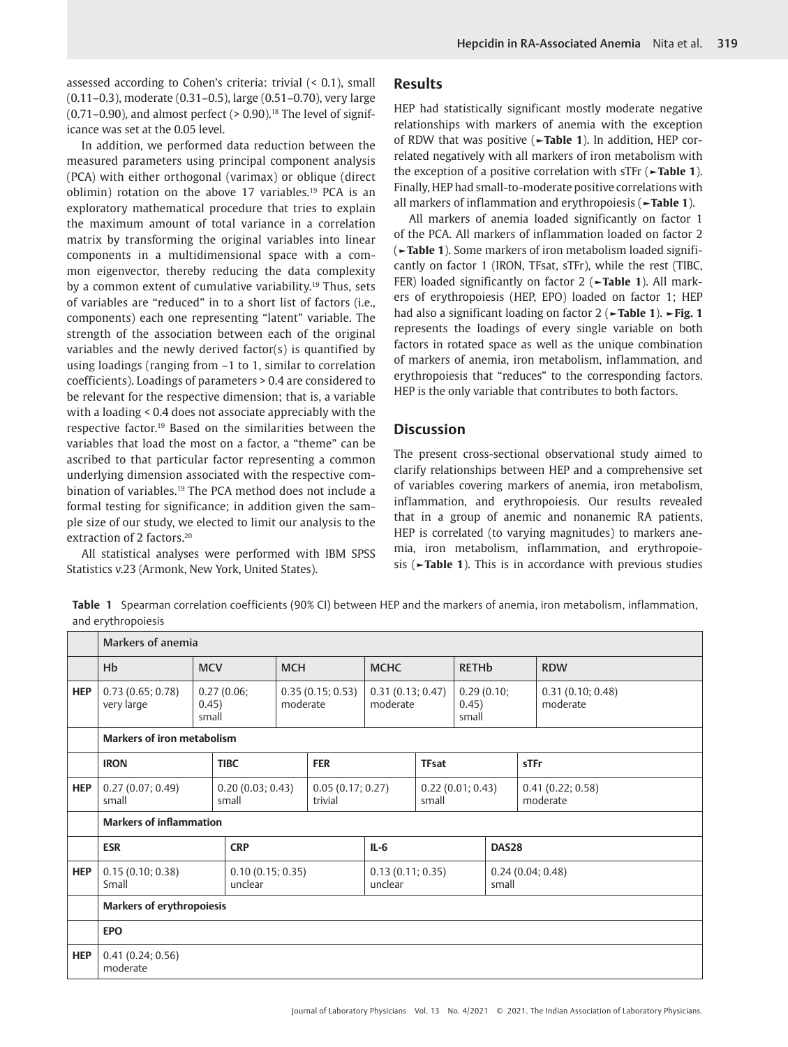assessed according to Cohen's criteria: trivial (< 0.1), small (0.11–0.3), moderate (0.31–0.5), large (0.51–0.70), very large (0.71–0.90), and almost perfect (> 0.90).[18] The level of significance was set at the 0.05 level.

In addition, we performed data reduction between the measured parameters using principal component analysis (PCA) with either orthogonal (varimax) or oblique (direct oblimin) rotation on the above 17 variables.[19] PCA is an exploratory mathematical procedure that tries to explain the maximum amount of total variance in a correlation matrix by transforming the original variables into linear components in a multidimensional space with a common eigenvector, thereby reducing the data complexity by a common extent of cumulative variability.[19] Thus, sets of variables are "reduced" in to a short list of factors (i.e., components) each one representing "latent" variable. The strength of the association between each of the original variables and the newly derived factor(s) is quantified by using loadings (ranging from −1 to 1, similar to correlation coefficients). Loadings of parameters > 0.4 are considered to be relevant for the respective dimension; that is, a variable with a loading < 0.4 does not associate appreciably with the respective factor.[19] Based on the similarities between the variables that load the most on a factor, a "theme" can be ascribed to that particular factor representing a common underlying dimension associated with the respective combination of variables.[19] The PCA method does not include a formal testing for significance; in addition given the sample size of our study, we elected to limit our analysis to the extraction of 2 factors.[20]

All statistical analyses were performed with IBM SPSS Statistics v.23 (Armonk, New York, United States).

## Results

HEP had statistically significant mostly moderate negative relationships with markers of anemia with the exception of RDW that was positive (►**Table 1**). In addition, HEP correlated negatively with all markers of iron metabolism with the exception of a positive correlation with sTFr (►**Table 1**). Finally, HEP had small-to-moderate positive correlations with all markers of inflammation and erythropoiesis (►**Table 1**).

All markers of anemia loaded significantly on factor 1 of the PCA. All markers of inflammation loaded on factor 2 (►**Table 1**). Some markers of iron metabolism loaded significantly on factor 1 (IRON, TFsat, sTFr), while the rest (TIBC, FER) loaded significantly on factor 2 (►**Table 1**). All markers of erythropoiesis (HEP, EPO) loaded on factor 1; HEP had also a significant loading on factor 2 (►**Table 1**). ►**Fig. 1** represents the loadings of every single variable on both factors in rotated space as well as the unique combination of markers of anemia, iron metabolism, inflammation, and erythropoiesis that "reduces" to the corresponding factors. HEP is the only variable that contributes to both factors.

## Discussion

The present cross-sectional observational study aimed to clarify relationships between HEP and a comprehensive set of variables covering markers of anemia, iron metabolism, inflammation, and erythropoiesis. Our results revealed that in a group of anemic and nonanemic RA patients, HEP is correlated (to varying magnitudes) to markers anemia, iron metabolism, inflammation, and erythropoiesis (►**Table 1**). This is in accordance with previous studies

**Table 1** Spearman correlation coefficients (90% CI) between HEP and the markers of anemia, iron metabolism, inflammation, and erythropoiesis

| | **Markers of anemia** | | | | | |
|---|---|---|---|---|---|---|
| | **Hb** | **MCV** | **MCH** | **MCHC** | **RETHb** | **RDW** |
| **HEP** | 0.73 (0.65; 0.78) very large | 0.27 (0.06; 0.45) small | 0.35 (0.15; 0.53) moderate | 0.31 (0.13; 0.47) moderate | 0.29 (0.10; 0.45) small | 0.31 (0.10; 0.48) moderate |
| | **Markers of iron metabolism** | | | | | |
| | **IRON** | **TIBC** | **FER** | **TFsat** | **sTFr** | |
| **HEP** | 0.27 (0.07; 0.49) small | 0.20 (0.03; 0.43) small | 0.05 (0.17; 0.27) trivial | 0.22 (0.01; 0.43) small | 0.41 (0.22; 0.58) moderate | |
| | **Markers of inflammation** | | | | | |
| | **ESR** | **CRP** | **IL-6** | **DAS28** | | |
| **HEP** | 0.15 (0.10; 0.38) Small | 0.10 (0.15; 0.35) unclear | 0.13 (0.11; 0.35) unclear | 0.24 (0.04; 0.48) small | | |
| | **Markers of erythropoiesis** | | | | | |
| | **EPO** | | | | | |
| **HEP** | 0.41 (0.24; 0.56) moderate | | | | | |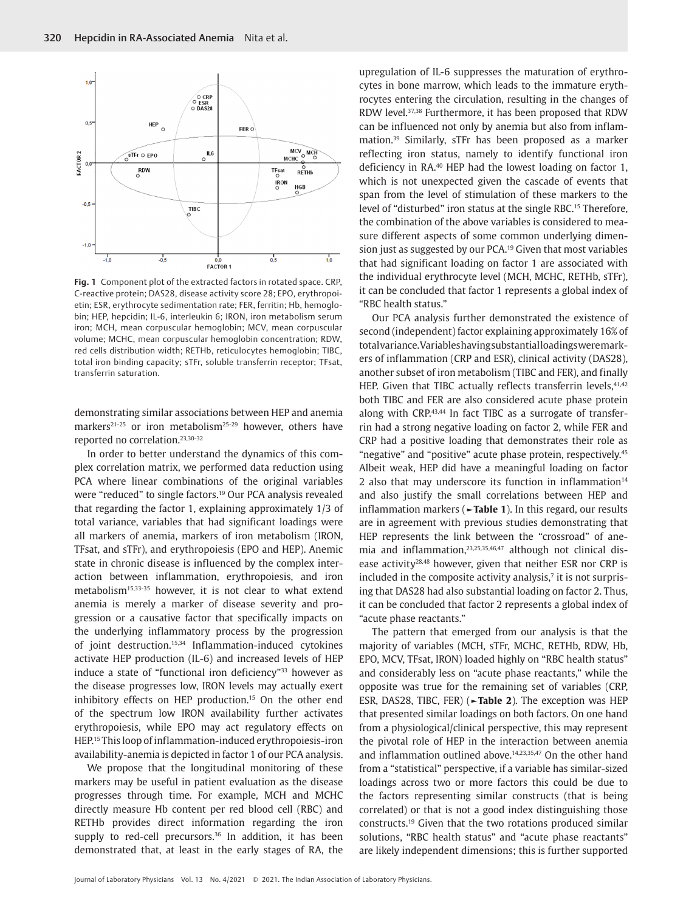**Fig. 1** Component plot of the extracted factors in rotated space. CRP, C-reactive protein; DAS28, disease activity score 28; EPO, erythropoietin; ESR, erythrocyte sedimentation rate; FER, ferritin; Hb, hemoglobin; HEP, hepcidin; IL-6, interleukin 6; IRON, iron metabolism serum iron; MCH, mean corpuscular hemoglobin; MCV, mean corpuscular volume; MCHC, mean corpuscular hemoglobin concentration; RDW, red cells distribution width; RETHb, reticulocytes hemoglobin; TIBC, total iron binding capacity; sTFr, soluble transferrin receptor; TFsat, transferrin saturation.

demonstrating similar associations between HEP and anemia markers[21-25] or iron metabolism[25-29] however, others have reported no correlation.[23,30-32]

In order to better understand the dynamics of this complex correlation matrix, we performed data reduction using PCA where linear combinations of the original variables were "reduced" to single factors.[19] Our PCA analysis revealed that regarding the factor 1, explaining approximately 1/3 of total variance, variables that had significant loadings were all markers of anemia, markers of iron metabolism (IRON, TFsat, and sTFr), and erythropoiesis (EPO and HEP). Anemic state in chronic disease is influenced by the complex interaction between inflammation, erythropoiesis, and iron metabolism[15,33-35] however, it is not clear to what extend anemia is merely a marker of disease severity and progression or a causative factor that specifically impacts on the underlying inflammatory process by the progression of joint destruction.[15,34] Inflammation-induced cytokines activate HEP production (IL-6) and increased levels of HEP induce a state of "functional iron deficiency"[33] however as the disease progresses low, IRON levels may actually exert inhibitory effects on HEP production.[15] On the other end of the spectrum low IRON availability further activates erythropoiesis, while EPO may act regulatory effects on HEP.[15] This loop of inflammation-induced erythropoiesis-iron availability-anemia is depicted in factor 1 of our PCA analysis.

We propose that the longitudinal monitoring of these markers may be useful in patient evaluation as the disease progresses through time. For example, MCH and MCHC directly measure Hb content per red blood cell (RBC) and RETHb provides direct information regarding the iron supply to red-cell precursors.[36] In addition, it has been demonstrated that, at least in the early stages of RA, the upregulation of IL-6 suppresses the maturation of erythrocytes in bone marrow, which leads to the immature erythrocytes entering the circulation, resulting in the changes of RDW level.[37,38] Furthermore, it has been proposed that RDW can be influenced not only by anemia but also from inflammation.[39] Similarly, sTFr has been proposed as a marker reflecting iron status, namely to identify functional iron deficiency in RA.[40] HEP had the lowest loading on factor 1, which is not unexpected given the cascade of events that span from the level of stimulation of these markers to the level of "disturbed" iron status at the single RBC.[15] Therefore, the combination of the above variables is considered to measure different aspects of some common underlying dimension just as suggested by our PCA.[19] Given that most variables that had significant loading on factor 1 are associated with the individual erythrocyte level (MCH, MCHC, RETHb, sTFr), it can be concluded that factor 1 represents a global index of "RBC health status."

Our PCA analysis further demonstrated the existence of second (independent) factor explaining approximately 16% of total variance. Variables having substantial loadings were markers of inflammation (CRP and ESR), clinical activity (DAS28), another subset of iron metabolism (TIBC and FER), and finally HEP. Given that TIBC actually reflects transferrin levels,[41,42] both TIBC and FER are also considered acute phase protein along with CRP.[43,44] In fact TIBC as a surrogate of transferrin had a strong negative loading on factor 2, while FER and CRP had a positive loading that demonstrates their role as "negative" and "positive" acute phase protein, respectively.[45] Albeit weak, HEP did have a meaningful loading on factor 2 also that may underscore its function in inflammation[14] and also justify the small correlations between HEP and inflammation markers (**►Table 1**). In this regard, our results are in agreement with previous studies demonstrating that HEP represents the link between the "crossroad" of anemia and inflammation,[23,25,35,46,47] although not clinical disease activity[28,48] however, given that neither ESR nor CRP is included in the composite activity analysis,[7] it is not surprising that DAS28 had also substantial loading on factor 2. Thus, it can be concluded that factor 2 represents a global index of "acute phase reactants."

The pattern that emerged from our analysis is that the majority of variables (MCH, sTFr, MCHC, RETHb, RDW, Hb, EPO, MCV, TFsat, IRON) loaded highly on "RBC health status" and considerably less on "acute phase reactants," while the opposite was true for the remaining set of variables (CRP, ESR, DAS28, TIBC, FER) (**►Table 2**). The exception was HEP that presented similar loadings on both factors. On one hand from a physiological/clinical perspective, this may represent the pivotal role of HEP in the interaction between anemia and inflammation outlined above.[14,23,35,47] On the other hand from a "statistical" perspective, if a variable has similar-sized loadings across two or more factors this could be due to the factors representing similar constructs (that is being correlated) or that is not a good index distinguishing those constructs.[19] Given that the two rotations produced similar solutions, "RBC health status" and "acute phase reactants" are likely independent dimensions; this is further supported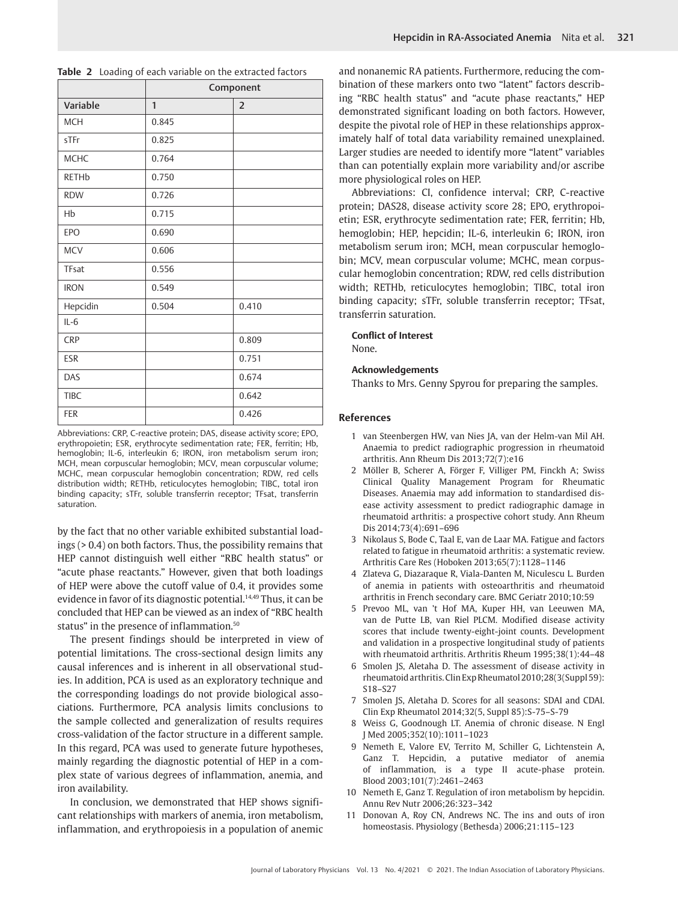**Table 2** Loading of each variable on the extracted factors

| | Component | |
|---|---|---|
| Variable | 1 | 2 |
| MCH | 0.845 | |
| sTFr | 0.825 | |
| MCHC | 0.764 | |
| RETHb | 0.750 | |
| RDW | 0.726 | |
| Hb | 0.715 | |
| EPO | 0.690 | |
| MCV | 0.606 | |
| TFsat | 0.556 | |
| IRON | 0.549 | |
| Hepcidin | 0.504 | 0.410 |
| IL-6 | | |
| CRP | | 0.809 |
| ESR | | 0.751 |
| DAS | | 0.674 |
| TIBC | | 0.642 |
| FER | | 0.426 |

Abbreviations: CRP, C-reactive protein; DAS, disease activity score; EPO, erythropoietin; ESR, erythrocyte sedimentation rate; FER, ferritin; Hb, hemoglobin; IL-6, interleukin 6; IRON, iron metabolism serum iron; MCH, mean corpuscular hemoglobin; MCV, mean corpuscular volume; MCHC, mean corpuscular hemoglobin concentration; RDW, red cells distribution width; RETHb, reticulocytes hemoglobin; TIBC, total iron binding capacity; sTFr, soluble transferrin receptor; TFsat, transferrin saturation.

by the fact that no other variable exhibited substantial loadings (> 0.4) on both factors. Thus, the possibility remains that HEP cannot distinguish well either "RBC health status" or "acute phase reactants." However, given that both loadings of HEP were above the cutoff value of 0.4, it provides some evidence in favor of its diagnostic potential.[14,49] Thus, it can be concluded that HEP can be viewed as an index of "RBC health status" in the presence of inflammation.[50]

The present findings should be interpreted in view of potential limitations. The cross-sectional design limits any causal inferences and is inherent in all observational studies. In addition, PCA is used as an exploratory technique and the corresponding loadings do not provide biological associations. Furthermore, PCA analysis limits conclusions to the sample collected and generalization of results requires cross-validation of the factor structure in a different sample. In this regard, PCA was used to generate future hypotheses, mainly regarding the diagnostic potential of HEP in a complex state of various degrees of inflammation, anemia, and iron availability.

In conclusion, we demonstrated that HEP shows significant relationships with markers of anemia, iron metabolism, inflammation, and erythropoiesis in a population of anemic and nonanemic RA patients. Furthermore, reducing the combination of these markers onto two "latent" factors describing "RBC health status" and "acute phase reactants," HEP demonstrated significant loading on both factors. However, despite the pivotal role of HEP in these relationships approximately half of total data variability remained unexplained. Larger studies are needed to identify more "latent" variables than can potentially explain more variability and/or ascribe more physiological roles on HEP.

Abbreviations: CI, confidence interval; CRP, C-reactive protein; DAS28, disease activity score 28; EPO, erythropoietin; ESR, erythrocyte sedimentation rate; FER, ferritin; Hb, hemoglobin; HEP, hepcidin; IL-6, interleukin 6; IRON, iron metabolism serum iron; MCH, mean corpuscular hemoglobin; MCV, mean corpuscular volume; MCHC, mean corpuscular hemoglobin concentration; RDW, red cells distribution width; RETHb, reticulocytes hemoglobin; TIBC, total iron binding capacity; sTFr, soluble transferrin receptor; TFsat, transferrin saturation.

**Conflict of Interest**

None.

**Acknowledgements**

Thanks to Mrs. Genny Spyrou for preparing the samples.

## References

1. van Steenbergen HW, van Nies JA, van der Helm-van Mil AH. Anaemia to predict radiographic progression in rheumatoid arthritis. Ann Rheum Dis 2013;72(7):e16
2. Möller B, Scherer A, Förger F, Villiger PM, Finckh A; Swiss Clinical Quality Management Program for Rheumatic Diseases. Anaemia may add information to standardised disease activity assessment to predict radiographic damage in rheumatoid arthritis: a prospective cohort study. Ann Rheum Dis 2014;73(4):691–696
3. Nikolaus S, Bode C, Taal E, van de Laar MA. Fatigue and factors related to fatigue in rheumatoid arthritis: a systematic review. Arthritis Care Res (Hoboken 2013;65(7):1128–1146
4. Zlateva G, Diazaraque R, Viala-Danten M, Niculescu L. Burden of anemia in patients with osteoarthritis and rheumatoid arthritis in French secondary care. BMC Geriatr 2010;10:59
5. Prevoo ML, van 't Hof MA, Kuper HH, van Leeuwen MA, van de Putte LB, van Riel PLCM. Modified disease activity scores that include twenty-eight-joint counts. Development and validation in a prospective longitudinal study of patients with rheumatoid arthritis. Arthritis Rheum 1995;38(1):44–48
6. Smolen JS, Aletaha D. The assessment of disease activity in rheumatoid arthritis. Clin Exp Rheumatol 2010;28(3(Suppl 59): S18–S27
7. Smolen JS, Aletaha D. Scores for all seasons: SDAI and CDAI. Clin Exp Rheumatol 2014;32(5, Suppl 85):S-75–S-79
8. Weiss G, Goodnough LT. Anemia of chronic disease. N Engl J Med 2005;352(10):1011–1023
9. Nemeth E, Valore EV, Territo M, Schiller G, Lichtenstein A, Ganz T. Hepcidin, a putative mediator of anemia of inflammation, is a type II acute-phase protein. Blood 2003;101(7):2461–2463
10. Nemeth E, Ganz T. Regulation of iron metabolism by hepcidin. Annu Rev Nutr 2006;26:323–342
11. Donovan A, Roy CN, Andrews NC. The ins and outs of iron homeostasis. Physiology (Bethesda) 2006;21:115–123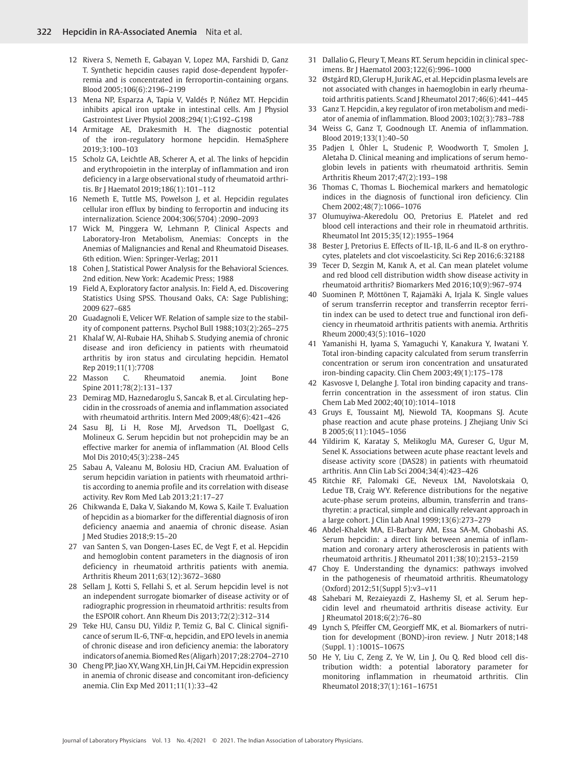12 Rivera S, Nemeth E, Gabayan V, Lopez MA, Farshidi D, Ganz T. Synthetic hepcidin causes rapid dose-dependent hypoferremia and is concentrated in ferroportin-containing organs. Blood 2005;106(6):2196–2199

13 Mena NP, Esparza A, Tapia V, Valdés P, Núñez MT. Hepcidin inhibits apical iron uptake in intestinal cells. Am J Physiol Gastrointest Liver Physiol 2008;294(1):G192–G198

14 Armitage AE, Drakesmith H. The diagnostic potential of the iron-regulatory hormone hepcidin. HemaSphere 2019;3:100–103

15 Scholz GA, Leichtle AB, Scherer A, et al. The links of hepcidin and erythropoietin in the interplay of inflammation and iron deficiency in a large observational study of rheumatoid arthritis. Br J Haematol 2019;186(1):101–112

16 Nemeth E, Tuttle MS, Powelson J, et al. Hepcidin regulates cellular iron efflux by binding to ferroportin and inducing its internalization. Science 2004;306(5704) :2090–2093

17 Wick M, Pinggera W, Lehmann P, Clinical Aspects and Laboratory-Iron Metabolism, Anemias: Concepts in the Anemias of Malignancies and Renal and Rheumatoid Diseases. 6th edition. Wien: Springer-Verlag; 2011

18 Cohen J, Statistical Power Analysis for the Behavioral Sciences. 2nd edition. New York: Academic Press; 1988

19 Field A, Exploratory factor analysis. In: Field A, ed. Discovering Statistics Using SPSS. Thousand Oaks, CA: Sage Publishing; 2009 627–685

20 Guadagnoli E, Velicer WF. Relation of sample size to the stability of component patterns. Psychol Bull 1988;103(2):265–275

21 Khalaf W, Al-Rubaie HA, Shihab S. Studying anemia of chronic disease and iron deficiency in patients with rheumatoid arthritis by iron status and circulating hepcidin. Hematol Rep 2019;11(1):7708

22 Masson C. Rheumatoid anemia. Joint Bone Spine 2011;78(2):131–137

23 Demirag MD, Haznedaroglu S, Sancak B, et al. Circulating hepcidin in the crossroads of anemia and inflammation associated with rheumatoid arthritis. Intern Med 2009;48(6):421–426

24 Sasu BJ, Li H, Rose MJ, Arvedson TL, Doellgast G, Molineux G. Serum hepcidin but not prohepcidin may be an effective marker for anemia of inflammation (AI. Blood Cells Mol Dis 2010;45(3):238–245

25 Sabau A, Valeanu M, Bolosiu HD, Craciun AM. Evaluation of serum hepcidin variation in patients with rheumatoid arthritis according to anemia profile and its correlation with disease activity. Rev Rom Med Lab 2013;21:17–27

26 Chikwanda E, Daka V, Siakando M, Kowa S, Kaile T. Evaluation of hepcidin as a biomarker for the differential diagnosis of iron deficiency anaemia and anaemia of chronic disease. Asian J Med Studies 2018;9:15–20

27 van Santen S, van Dongen-Lases EC, de Vegt F, et al. Hepcidin and hemoglobin content parameters in the diagnosis of iron deficiency in rheumatoid arthritis patients with anemia. Arthritis Rheum 2011;63(12):3672–3680

28 Sellam J, Kotti S, Fellahi S, et al. Serum hepcidin level is not an independent surrogate biomarker of disease activity or of radiographic progression in rheumatoid arthritis: results from the ESPOIR cohort. Ann Rheum Dis 2013;72(2):312–314

29 Teke HU, Cansu DU, Yildiz P, Temiz G, Bal C. Clinical significance of serum IL-6, TNF-α, hepcidin, and EPO levels in anemia of chronic disease and iron deficiency anemia: the laboratory indicators of anemia. Biomed Res (Aligarh) 2017;28:2704–2710

30 Cheng PP, Jiao XY, Wang XH, Lin JH, Cai YM. Hepcidin expression in anemia of chronic disease and concomitant iron-deficiency anemia. Clin Exp Med 2011;11(1):33–42

31 Dallalio G, Fleury T, Means RT. Serum hepcidin in clinical specimens. Br J Haematol 2003;122(6):996–1000

32 Østgård RD, Glerup H, Jurik AG, et al. Hepcidin plasma levels are not associated with changes in haemoglobin in early rheumatoid arthritis patients. Scand J Rheumatol 2017;46(6):441–445

33 Ganz T. Hepcidin, a key regulator of iron metabolism and mediator of anemia of inflammation. Blood 2003;102(3):783–788

34 Weiss G, Ganz T, Goodnough LT. Anemia of inflammation. Blood 2019;133(1):40–50

35 Padjen I, Öhler L, Studenic P, Woodworth T, Smolen J, Aletaha D. Clinical meaning and implications of serum hemoglobin levels in patients with rheumatoid arthritis. Semin Arthritis Rheum 2017;47(2):193–198

36 Thomas C, Thomas L. Biochemical markers and hematologic indices in the diagnosis of functional iron deficiency. Clin Chem 2002;48(7):1066–1076

37 Olumuyiwa-Akeredolu OO, Pretorius E. Platelet and red blood cell interactions and their role in rheumatoid arthritis. Rheumatol Int 2015;35(12):1955–1964

38 Bester J, Pretorius E. Effects of IL-1β, IL-6 and IL-8 on erythrocytes, platelets and clot viscoelasticity. Sci Rep 2016;6:32188

39 Tecer D, Sezgin M, Kanık A, et al. Can mean platelet volume and red blood cell distribution width show disease activity in rheumatoid arthritis? Biomarkers Med 2016;10(9):967–974

40 Suominen P, Möttönen T, Rajamäki A, Irjala K. Single values of serum transferrin receptor and transferrin receptor ferritin index can be used to detect true and functional iron deficiency in rheumatoid arthritis patients with anemia. Arthritis Rheum 2000;43(5):1016–1020

41 Yamanishi H, Iyama S, Yamaguchi Y, Kanakura Y, Iwatani Y. Total iron-binding capacity calculated from serum transferrin concentration or serum iron concentration and unsaturated iron-binding capacity. Clin Chem 2003;49(1):175–178

42 Kasvosve I, Delanghe J. Total iron binding capacity and transferrin concentration in the assessment of iron status. Clin Chem Lab Med 2002;40(10):1014–1018

43 Gruys E, Toussaint MJ, Niewold TA, Koopmans SJ. Acute phase reaction and acute phase proteins. J Zhejiang Univ Sci B 2005;6(11):1045–1056

44 Yildirim K, Karatay S, Melikoglu MA, Gureser G, Ugur M, Senel K. Associations between acute phase reactant levels and disease activity score (DAS28) in patients with rheumatoid arthritis. Ann Clin Lab Sci 2004;34(4):423–426

45 Ritchie RF, Palomaki GE, Neveux LM, Navolotskaia O, Ledue TB, Craig WY. Reference distributions for the negative acute-phase serum proteins, albumin, transferrin and transthyretin: a practical, simple and clinically relevant approach in a large cohort. J Clin Lab Anal 1999;13(6):273–279

46 Abdel-Khalek MA, El-Barbary AM, Essa SA-M, Ghobashi AS. Serum hepcidin: a direct link between anemia of inflammation and coronary artery atherosclerosis in patients with rheumatoid arthritis. J Rheumatol 2011;38(10):2153–2159

47 Choy E. Understanding the dynamics: pathways involved in the pathogenesis of rheumatoid arthritis. Rheumatology (Oxford) 2012;51(Suppl 5):v3–v11

48 Sahebari M, Rezaieyazdi Z, Hashemy SI, et al. Serum hepcidin level and rheumatoid arthritis disease activity. Eur J Rheumatol 2018;6(2):76–80

49 Lynch S, Pfeiffer CM, Georgieff MK, et al. Biomarkers of nutrition for development (BOND)-iron review. J Nutr 2018;148 (Suppl. 1) :1001S–1067S

50 He Y, Liu C, Zeng Z, Ye W, Lin J, Ou Q. Red blood cell distribution width: a potential laboratory parameter for monitoring inflammation in rheumatoid arthritis. Clin Rheumatol 2018;37(1):161–16751